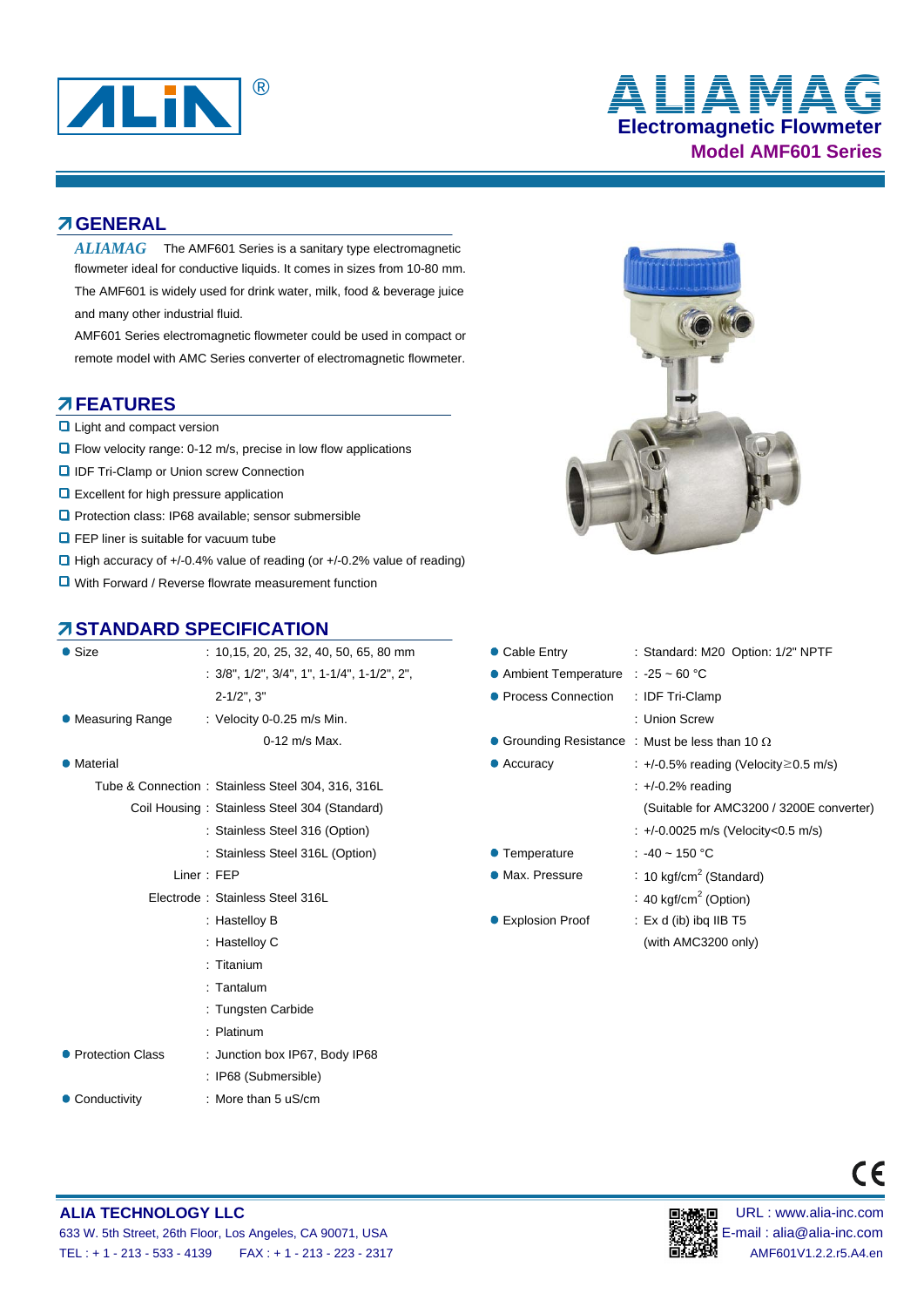# ALIAMAG

## Electromagnetic Flowmeter

## Model AMF601 Series

## GENERAL

*ALIAMAG* The AMF601 Series is a sanitary type electromagnetic flowmeter ideal for conductive liquids. It comes in sizes from 10-80 mm. The AMF601 is widely used for drink water, milk, food & beverage juice and many other industrial fluid.

AMF601 Series electromagnetic flowmeter could be used in compact or remote model with AMC Series converter of electromagnetic flowmeter.

## FEATURES

- Light and compact version
- Flow velocity range: 0-12 m/s, precise in low flow applications
- IDF Tri-Clamp or Union screw Connection
- Excellent for high pressure application
- Protection class: IP68 available; sensor submersible
- FEP liner is suitable for vacuum tube
- High accuracy of +/-0.4% value of reading (or +/-0.2% value of reading)
- With Forward / Reverse flowrate measurement function

## STANDARD SPECIFICATION

- **Size**
  - : 10,15, 20, 25, 32, 40, 50, 65, 80 mm
  - : 3/8", 1/2", 3/4", 1", 1-1/4", 1-1/2", 2", 2-1/2", 3"
- **Measuring Range**
  - : Velocity 0-0.25 m/s Min.
  - 0-12 m/s Max.
- **Material**
  - Tube & Connection : Stainless Steel 304, 316, 316L
  - Coil Housing : Stainless Steel 304 (Standard)
    - : Stainless Steel 316 (Option)
    - : Stainless Steel 316L (Option)
  - Liner : FEP
  - Electrode : Stainless Steel 316L
    - : Hastelloy B
    - : Hastelloy C
    - : Titanium
    - : Tantalum
    - : Tungsten Carbide
    - : Platinum
- **Protection Class**
  - : Junction box IP67, Body IP68
  - : IP68 (Submersible)
- **Conductivity**
  - : More than 5 uS/cm
- **Cable Entry**
  - : Standard: M20 Option: 1/2" NPTF
- **Ambient Temperature**
  - : -25 ~ 60 °C
- **Process Connection**
  - : IDF Tri-Clamp
  - : Union Screw
- **Grounding Resistance**
  - : Must be less than 10 Ω
- **Accuracy**
  - : +/-0.5% reading (Velocity≥0.5 m/s)
  - : +/-0.2% reading (Suitable for AMC3200 / 3200E converter)
  - : +/-0.0025 m/s (Velocity<0.5 m/s)
- **Temperature**
  - : -40 ~ 150 °C
- **Max. Pressure**
  - : 10 kgf/cm$^2$ (Standard)
  - : 40 kgf/cm$^2$ (Option)
- **Explosion Proof**
  - : Ex d (ib) ibq IIB T5 (with AMC3200 only)

**ALIA TECHNOLOGY LLC**
633 W. 5th Street, 26th Floor, Los Angeles, CA 90071, USA
TEL : + 1 - 213 - 533 - 4139 FAX : + 1 - 213 - 223 - 2317

URL : www.alia-inc.com
E-mail : alia@alia-inc.com
AMF601V1.2.2.r5.A4.en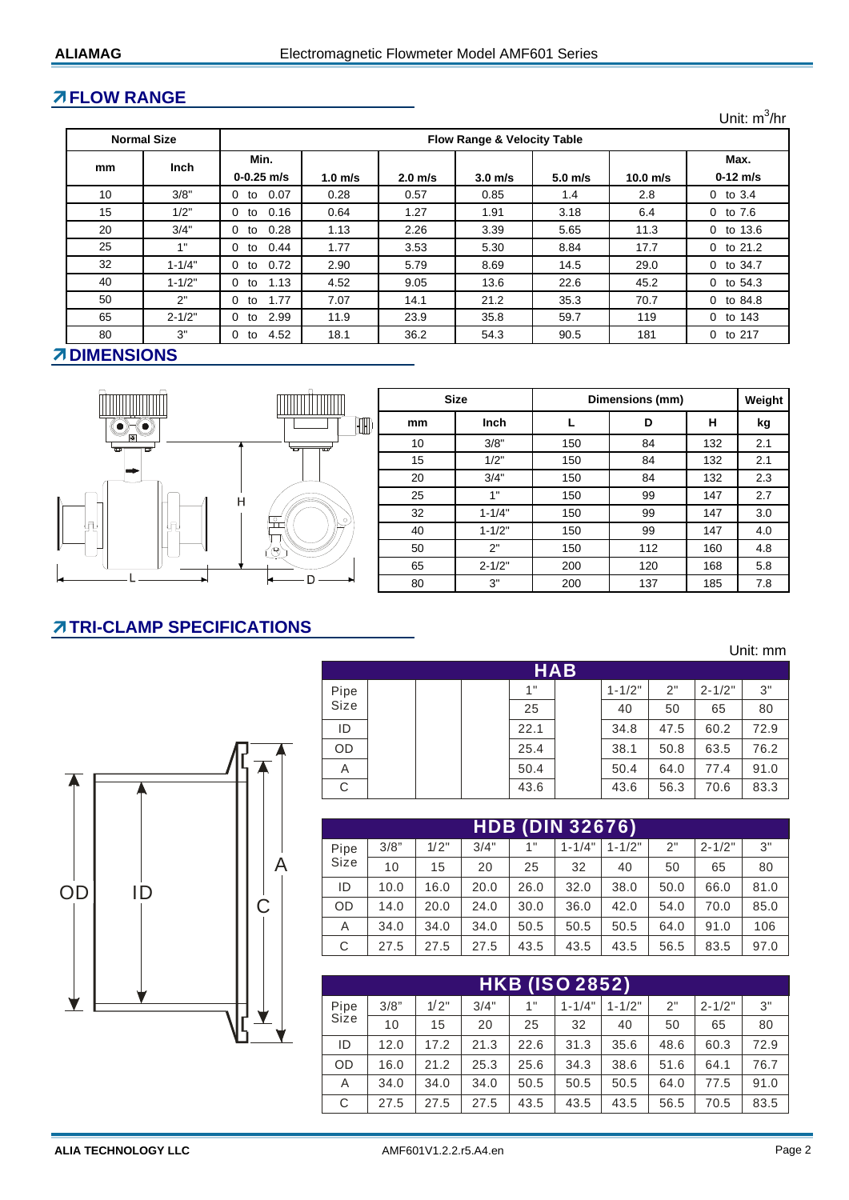## ↗FLOW RANGE

Unit: $m^3$/hr

| Normal Size | | Flow Range & Velocity Table | | | | | | |
|---|---|---|---|---|---|---|---|---|
| mm | Inch | Min. 0-0.25 m/s | 1.0 m/s | 2.0 m/s | 3.0 m/s | 5.0 m/s | 10.0 m/s | Max. 0-12 m/s |
| 10 | 3/8" | 0 to 0.07 | 0.28 | 0.57 | 0.85 | 1.4 | 2.8 | 0 to 3.4 |
| 15 | 1/2" | 0 to 0.16 | 0.64 | 1.27 | 1.91 | 3.18 | 6.4 | 0 to 7.6 |
| 20 | 3/4" | 0 to 0.28 | 1.13 | 2.26 | 3.39 | 5.65 | 11.3 | 0 to 13.6 |
| 25 | 1" | 0 to 0.44 | 1.77 | 3.53 | 5.30 | 8.84 | 17.7 | 0 to 21.2 |
| 32 | 1-1/4" | 0 to 0.72 | 2.90 | 5.79 | 8.69 | 14.5 | 29.0 | 0 to 34.7 |
| 40 | 1-1/2" | 0 to 1.13 | 4.52 | 9.05 | 13.6 | 22.6 | 45.2 | 0 to 54.3 |
| 50 | 2" | 0 to 1.77 | 7.07 | 14.1 | 21.2 | 35.3 | 70.7 | 0 to 84.8 |
| 65 | 2-1/2" | 0 to 2.99 | 11.9 | 23.9 | 35.8 | 59.7 | 119 | 0 to 143 |
| 80 | 3" | 0 to 4.52 | 18.1 | 36.2 | 54.3 | 90.5 | 181 | 0 to 217 |

## ↗DIMENSIONS

| Size | | Dimensions (mm) | | | Weight |
|---|---|---|---|---|---|
| mm | Inch | L | D | H | kg |
| 10 | 3/8" | 150 | 84 | 132 | 2.1 |
| 15 | 1/2" | 150 | 84 | 132 | 2.1 |
| 20 | 3/4" | 150 | 84 | 132 | 2.3 |
| 25 | 1" | 150 | 99 | 147 | 2.7 |
| 32 | 1-1/4" | 150 | 99 | 147 | 3.0 |
| 40 | 1-1/2" | 150 | 99 | 147 | 4.0 |
| 50 | 2" | 150 | 112 | 160 | 4.8 |
| 65 | 2-1/2" | 200 | 120 | 168 | 5.8 |
| 80 | 3" | 200 | 137 | 185 | 7.8 |

## ↗TRI-CLAMP SPECIFICATIONS

Unit: mm

**HAB**

| Pipe Size | | | | 1" | | 1-1/2" | 2" | 2-1/2" | 3" |
|---|---|---|---|---|---|---|---|---|---|
| | | | | 25 | | 40 | 50 | 65 | 80 |
| ID | | | | 22.1 | | 34.8 | 47.5 | 60.2 | 72.9 |
| OD | | | | 25.4 | | 38.1 | 50.8 | 63.5 | 76.2 |
| A | | | | 50.4 | | 50.4 | 64.0 | 77.4 | 91.0 |
| C | | | | 43.6 | | 43.6 | 56.3 | 70.6 | 83.3 |

**HDB (DIN 32676)**

| Pipe Size | 3/8" | 1/2" | 3/4" | 1" | 1-1/4" | 1-1/2" | 2" | 2-1/2" | 3" |
|---|---|---|---|---|---|---|---|---|---|
| | 10 | 15 | 20 | 25 | 32 | 40 | 50 | 65 | 80 |
| ID | 10.0 | 16.0 | 20.0 | 26.0 | 32.0 | 38.0 | 50.0 | 66.0 | 81.0 |
| OD | 14.0 | 20.0 | 24.0 | 30.0 | 36.0 | 42.0 | 54.0 | 70.0 | 85.0 |
| A | 34.0 | 34.0 | 34.0 | 50.5 | 50.5 | 50.5 | 64.0 | 91.0 | 106 |
| C | 27.5 | 27.5 | 27.5 | 43.5 | 43.5 | 43.5 | 56.5 | 83.5 | 97.0 |

**HKB (ISO 2852)**

| Pipe Size | 3/8" | 1/2" | 3/4" | 1" | 1-1/4" | 1-1/2" | 2" | 2-1/2" | 3" |
|---|---|---|---|---|---|---|---|---|---|
| | 10 | 15 | 20 | 25 | 32 | 40 | 50 | 65 | 80 |
| ID | 12.0 | 17.2 | 21.3 | 22.6 | 31.3 | 35.6 | 48.6 | 60.3 | 72.9 |
| OD | 16.0 | 21.2 | 25.3 | 25.6 | 34.3 | 38.6 | 51.6 | 64.1 | 76.7 |
| A | 34.0 | 34.0 | 34.0 | 50.5 | 50.5 | 50.5 | 64.0 | 77.5 | 91.0 |
| C | 27.5 | 27.5 | 27.5 | 43.5 | 43.5 | 43.5 | 56.5 | 70.5 | 83.5 |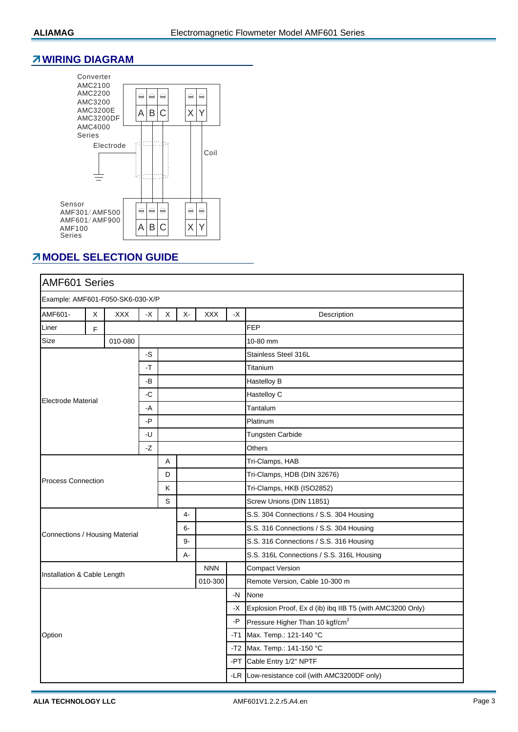## WIRING DIAGRAM

Converter
AMC2100
AMC2200
AMC3200
AMC3200E
AMC3200DF
AMC4000
Series

A B C X Y

Electrode

Coil

Sensor
AMF301/AMF500
AMF601/AMF900
AMF100
Series

A B C X Y

## MODEL SELECTION GUIDE

| AMF601 Series | | | | | | | | |
|---|---|---|---|---|---|---|---|---|
| Example: AMF601-F050-SK6-030-X/P | | | | | | | | |
| AMF601- | X | XXX | -X | X | X- | XXX | -X | Description |
| Liner | F | | | | | | | FEP |
| Size | | 010-080 | | | | | | 10-80 mm |
| Electrode Material | | | -S | | | | | Stainless Steel 316L |
| | | | -T | | | | | Titanium |
| | | | -B | | | | | Hastelloy B |
| | | | -C | | | | | Hastelloy C |
| | | | -A | | | | | Tantalum |
| | | | -P | | | | | Platinum |
| | | | -U | | | | | Tungsten Carbide |
| | | | -Z | | | | | Others |
| Process Connection | | | | A | | | | Tri-Clamps, HAB |
| | | | | D | | | | Tri-Clamps, HDB (DIN 32676) |
| | | | | K | | | | Tri-Clamps, HKB (ISO2852) |
| | | | | S | | | | Screw Unions (DIN 11851) |
| Connections / Housing Material | | | | | 4- | | | S.S. 304 Connections / S.S. 304 Housing |
| | | | | | 6- | | | S.S. 316 Connections / S.S. 304 Housing |
| | | | | | 9- | | | S.S. 316 Connections / S.S. 316 Housing |
| | | | | | A- | | | S.S. 316L Connections / S.S. 316L Housing |
| Installation & Cable Length | | | | | | NNN | | Compact Version |
| | | | | | | 010-300 | | Remote Version, Cable 10-300 m |
| Option | | | | | | | -N | None |
| | | | | | | | -X | Explosion Proof, Ex d (ib) ibq IIB T5 (with AMC3200 Only) |
| | | | | | | | -P | Pressure Higher Than 10 kgf/cm$^2$ |
| | | | | | | | -T1 | Max. Temp.: 121-140 °C |
| | | | | | | | -T2 | Max. Temp.: 141-150 °C |
| | | | | | | | -PT | Cable Entry 1/2" NPTF |
| | | | | | | | -LR | Low-resistance coil (with AMC3200DF only) |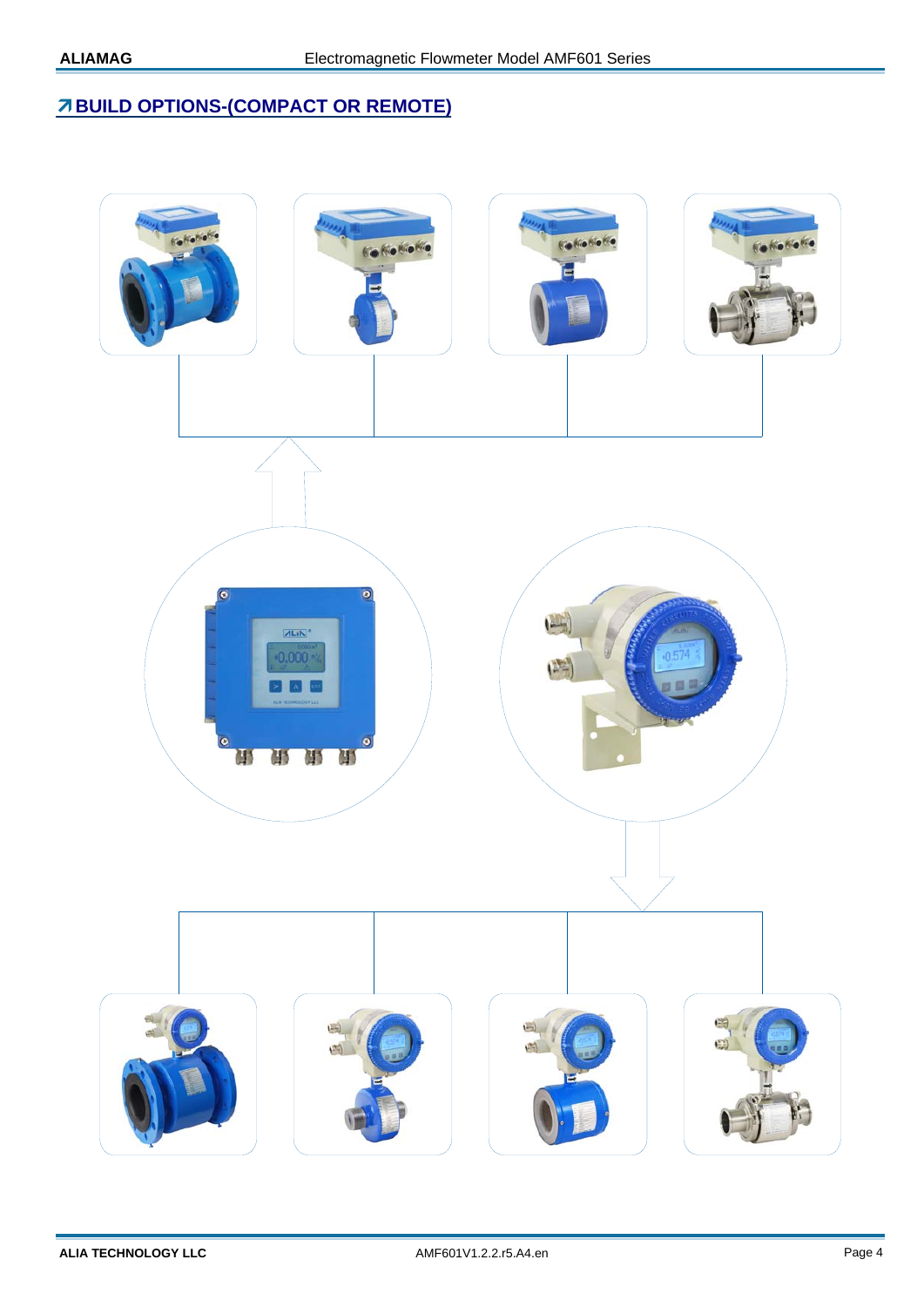## ↗ BUILD OPTIONS-(COMPACT OR REMOTE)